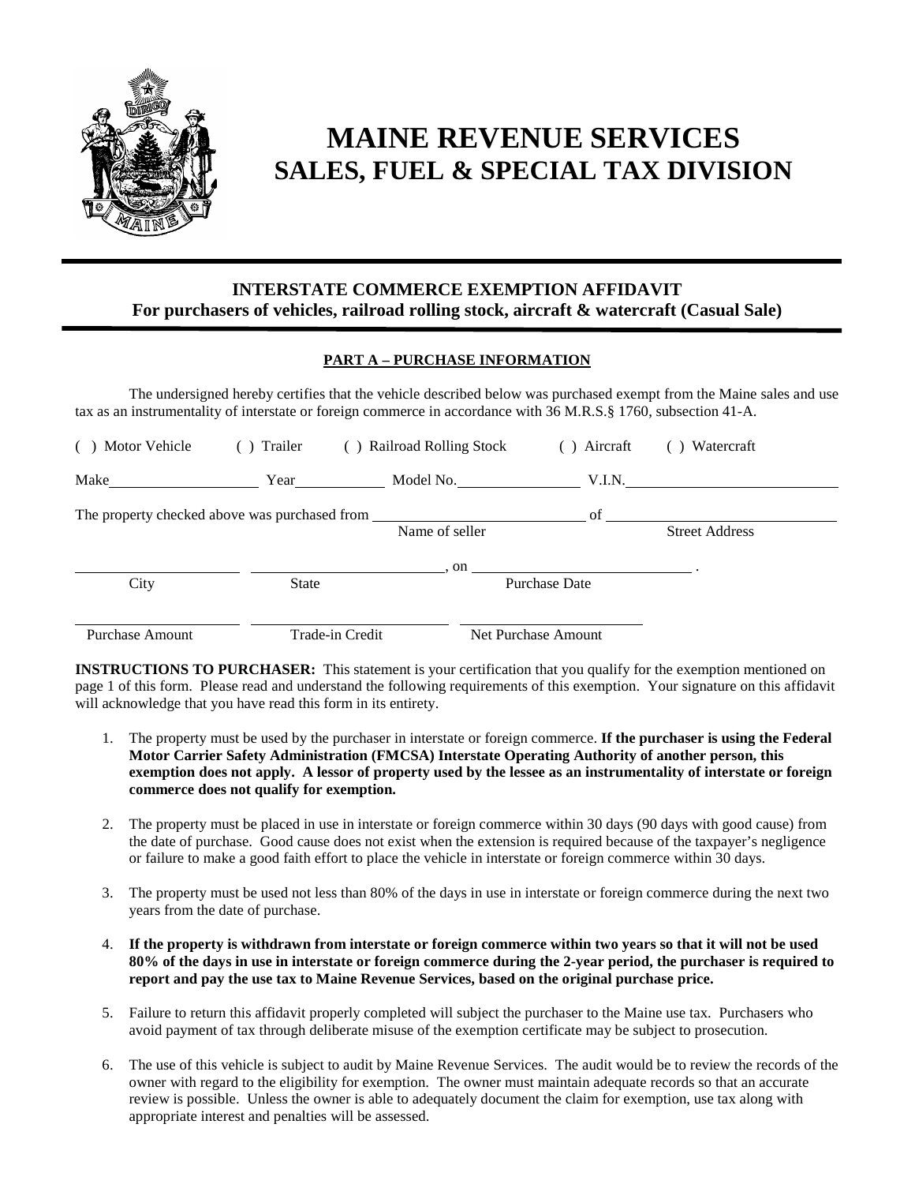# MAINE REVENUE SERVICES
## SALES, FUEL & SPECIAL TAX DIVISION

---

### INTERSTATE COMMERCE EXEMPTION AFFIDAVIT
### For purchasers of vehicles, railroad rolling stock, aircraft & watercraft (Casual Sale)

---

**PART A – PURCHASE INFORMATION**

The undersigned hereby certifies that the vehicle described below was purchased exempt from the Maine sales and use tax as an instrumentality of interstate or foreign commerce in accordance with 36 M.R.S.§ 1760, subsection 41-A.

( ) Motor Vehicle ( ) Trailer ( ) Railroad Rolling Stock ( ) Aircraft ( ) Watercraft

Make\_\_\_\_\_\_\_\_\_\_\_\_ Year\_\_\_\_\_\_\_\_ Model No.\_\_\_\_\_\_\_\_\_\_\_\_ V.I.N.\_\_\_\_\_\_\_\_\_\_\_\_\_\_\_\_

The property checked above was purchased from \_\_\_\_\_\_\_\_\_\_\_\_\_\_\_\_ of \_\_\_\_\_\_\_\_\_\_\_\_\_\_\_\_
Name of seller Street Address

\_\_\_\_\_\_\_\_\_\_\_\_ \_\_\_\_\_\_\_\_\_\_\_\_\_\_\_\_, on \_\_\_\_\_\_\_\_\_\_\_\_\_\_\_\_\_\_ .
City State Purchase Date

\_\_\_\_\_\_\_\_\_\_\_\_ \_\_\_\_\_\_\_\_\_\_\_\_ \_\_\_\_\_\_\_\_\_\_\_\_
Purchase Amount Trade-in Credit Net Purchase Amount

**INSTRUCTIONS TO PURCHASER:** This statement is your certification that you qualify for the exemption mentioned on page 1 of this form. Please read and understand the following requirements of this exemption. Your signature on this affidavit will acknowledge that you have read this form in its entirety.

1. The property must be used by the purchaser in interstate or foreign commerce. **If the purchaser is using the Federal Motor Carrier Safety Administration (FMCSA) Interstate Operating Authority of another person, this exemption does not apply. A lessor of property used by the lessee as an instrumentality of interstate or foreign commerce does not qualify for exemption.**

2. The property must be placed in use in interstate or foreign commerce within 30 days (90 days with good cause) from the date of purchase. Good cause does not exist when the extension is required because of the taxpayer's negligence or failure to make a good faith effort to place the vehicle in interstate or foreign commerce within 30 days.

3. The property must be used not less than 80% of the days in use in interstate or foreign commerce during the next two years from the date of purchase.

4. **If the property is withdrawn from interstate or foreign commerce within two years so that it will not be used 80% of the days in use in interstate or foreign commerce during the 2-year period, the purchaser is required to report and pay the use tax to Maine Revenue Services, based on the original purchase price.**

5. Failure to return this affidavit properly completed will subject the purchaser to the Maine use tax. Purchasers who avoid payment of tax through deliberate misuse of the exemption certificate may be subject to prosecution.

6. The use of this vehicle is subject to audit by Maine Revenue Services. The audit would be to review the records of the owner with regard to the eligibility for exemption. The owner must maintain adequate records so that an accurate review is possible. Unless the owner is able to adequately document the claim for exemption, use tax along with appropriate interest and penalties will be assessed.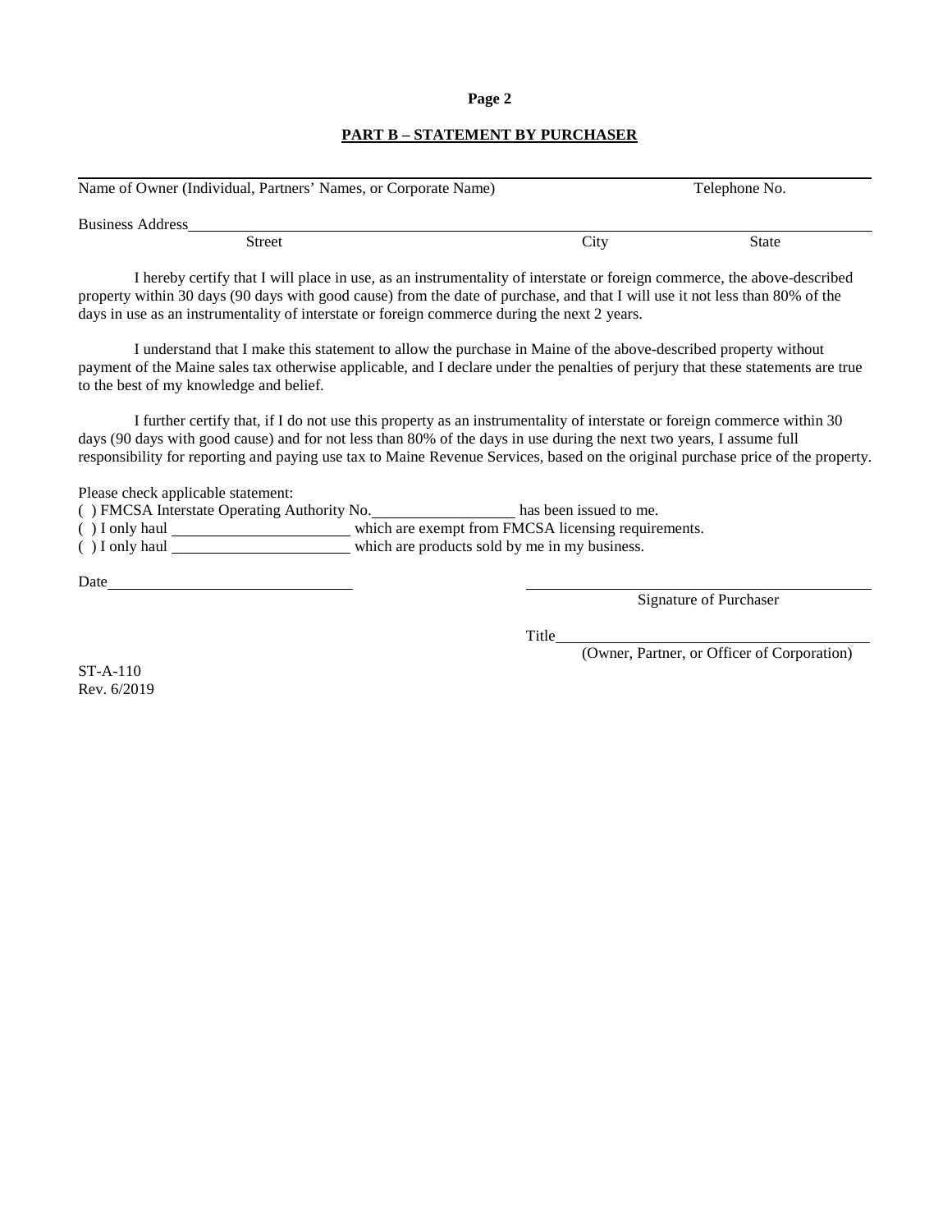**PART B – STATEMENT BY PURCHASER**

Name of Owner (Individual, Partners' Names, or Corporate Name) ____________________ Telephone No. ____________________

Business Address ____________________

Street ____________________ City ____________________ State ____________________

I hereby certify that I will place in use, as an instrumentality of interstate or foreign commerce, the above-described property within 30 days (90 days with good cause) from the date of purchase, and that I will use it not less than 80% of the days in use as an instrumentality of interstate or foreign commerce during the next 2 years.

I understand that I make this statement to allow the purchase in Maine of the above-described property without payment of the Maine sales tax otherwise applicable, and I declare under the penalties of perjury that these statements are true to the best of my knowledge and belief.

I further certify that, if I do not use this property as an instrumentality of interstate or foreign commerce within 30 days (90 days with good cause) and for not less than 80% of the days in use during the next two years, I assume full responsibility for reporting and paying use tax to Maine Revenue Services, based on the original purchase price of the property.

Please check applicable statement:

( ) FMCSA Interstate Operating Authority No.____________________ has been issued to me.

( ) I only haul ____________________ which are exempt from FMCSA licensing requirements.

( ) I only haul ____________________ which are products sold by me in my business.

Date____________________

____________________
Signature of Purchaser

Title____________________
(Owner, Partner, or Officer of Corporation)

ST-A-110
Rev. 6/2019